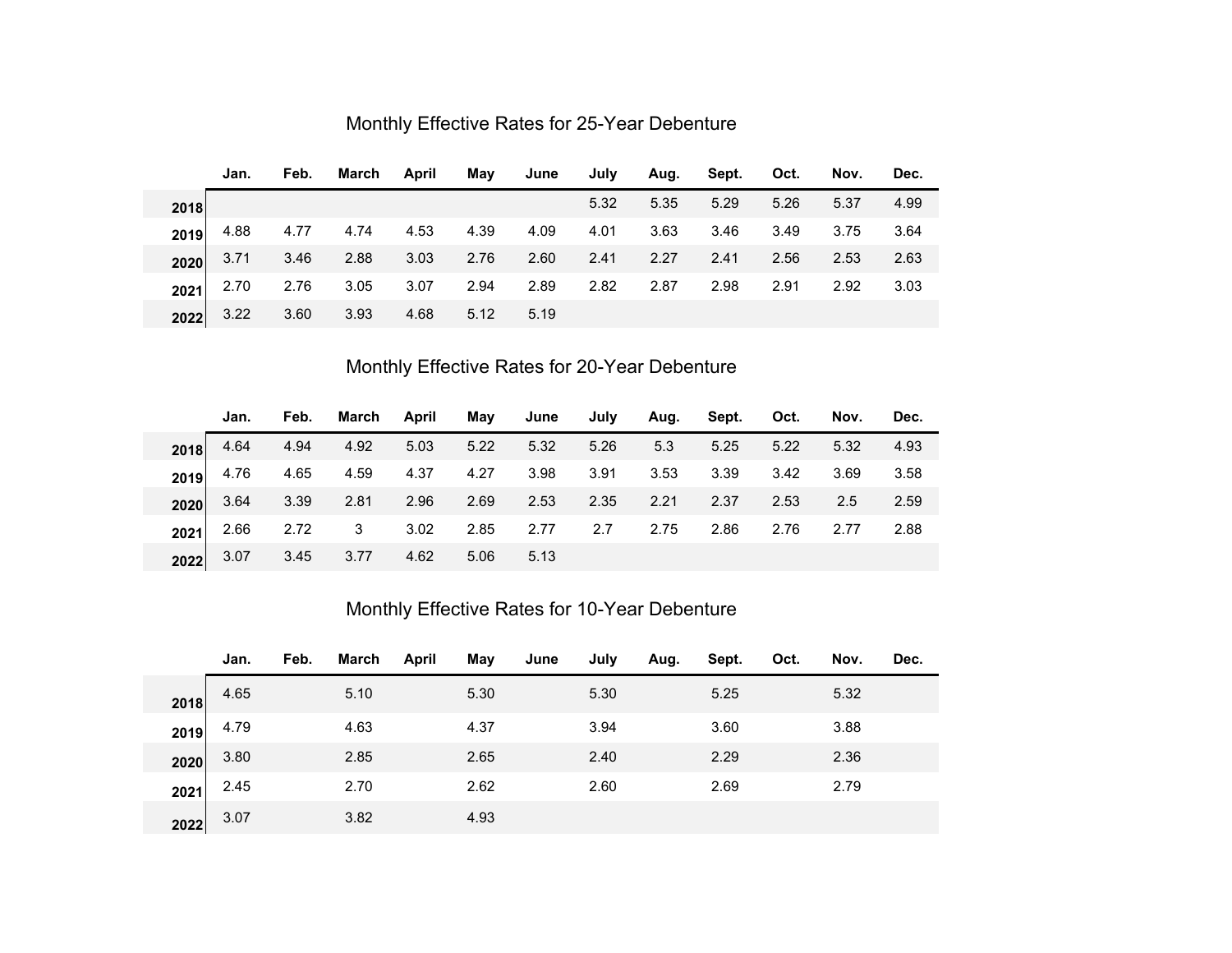## Monthly Effective Rates for 25-Year Debenture

| | Jan. | Feb. | March | April | May | June | July | Aug. | Sept. | Oct. | Nov. | Dec. |
|---|---|---|---|---|---|---|---|---|---|---|---|---|
| 2018 | | | | | | | 5.32 | 5.35 | 5.29 | 5.26 | 5.37 | 4.99 |
| 2019 | 4.88 | 4.77 | 4.74 | 4.53 | 4.39 | 4.09 | 4.01 | 3.63 | 3.46 | 3.49 | 3.75 | 3.64 |
| 2020 | 3.71 | 3.46 | 2.88 | 3.03 | 2.76 | 2.60 | 2.41 | 2.27 | 2.41 | 2.56 | 2.53 | 2.63 |
| 2021 | 2.70 | 2.76 | 3.05 | 3.07 | 2.94 | 2.89 | 2.82 | 2.87 | 2.98 | 2.91 | 2.92 | 3.03 |
| 2022 | 3.22 | 3.60 | 3.93 | 4.68 | 5.12 | 5.19 | | | | | | |

## Monthly Effective Rates for 20-Year Debenture

| | Jan. | Feb. | March | April | May | June | July | Aug. | Sept. | Oct. | Nov. | Dec. |
|---|---|---|---|---|---|---|---|---|---|---|---|---|
| 2018 | 4.64 | 4.94 | 4.92 | 5.03 | 5.22 | 5.32 | 5.26 | 5.3 | 5.25 | 5.22 | 5.32 | 4.93 |
| 2019 | 4.76 | 4.65 | 4.59 | 4.37 | 4.27 | 3.98 | 3.91 | 3.53 | 3.39 | 3.42 | 3.69 | 3.58 |
| 2020 | 3.64 | 3.39 | 2.81 | 2.96 | 2.69 | 2.53 | 2.35 | 2.21 | 2.37 | 2.53 | 2.5 | 2.59 |
| 2021 | 2.66 | 2.72 | 3 | 3.02 | 2.85 | 2.77 | 2.7 | 2.75 | 2.86 | 2.76 | 2.77 | 2.88 |
| 2022 | 3.07 | 3.45 | 3.77 | 4.62 | 5.06 | 5.13 | | | | | | |

## Monthly Effective Rates for 10-Year Debenture

| | Jan. | Feb. | March | April | May | June | July | Aug. | Sept. | Oct. | Nov. | Dec. |
|---|---|---|---|---|---|---|---|---|---|---|---|---|
| 2018 | 4.65 | | 5.10 | | 5.30 | | 5.30 | | 5.25 | | 5.32 | |
| 2019 | 4.79 | | 4.63 | | 4.37 | | 3.94 | | 3.60 | | 3.88 | |
| 2020 | 3.80 | | 2.85 | | 2.65 | | 2.40 | | 2.29 | | 2.36 | |
| 2021 | 2.45 | | 2.70 | | 2.62 | | 2.60 | | 2.69 | | 2.79 | |
| 2022 | 3.07 | | 3.82 | | 4.93 | | | | | | | |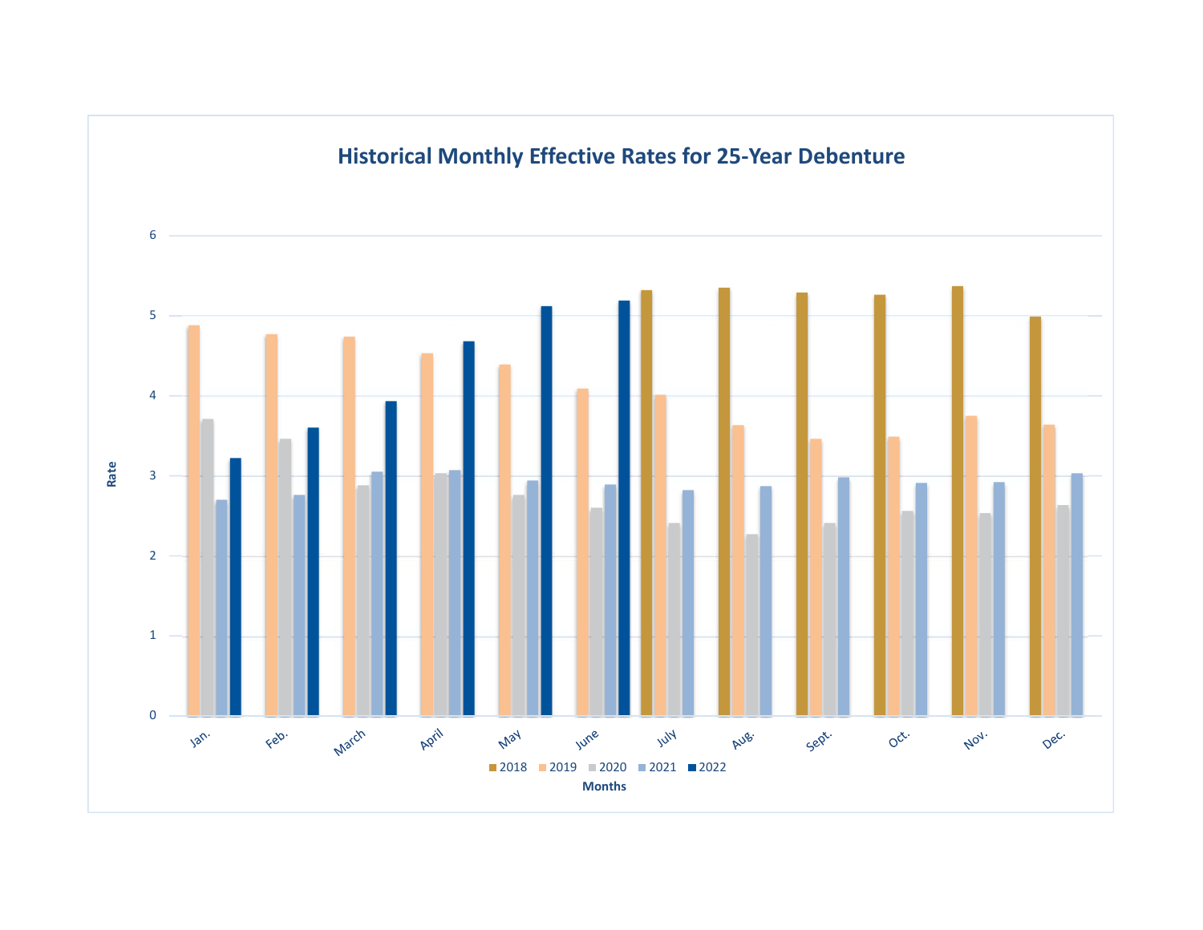## Historical Monthly Effective Rates for 25-Year Debenture

Rate

Months

2018 | 2019 | 2020 | 2021 | 2022

Jan. | Feb. | March | April | May | June | July | Aug. | Sept. | Oct. | Nov. | Dec.

0 | 1 | 2 | 3 | 4 | 5 | 6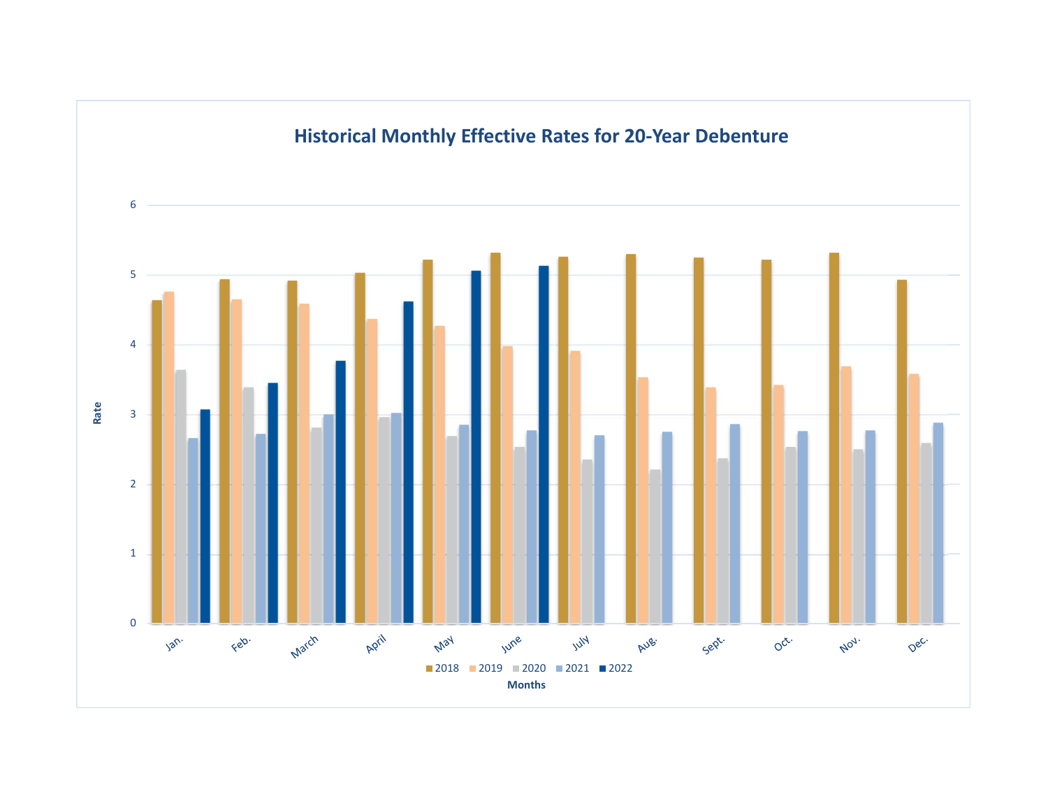## Historical Monthly Effective Rates for 20-Year Debenture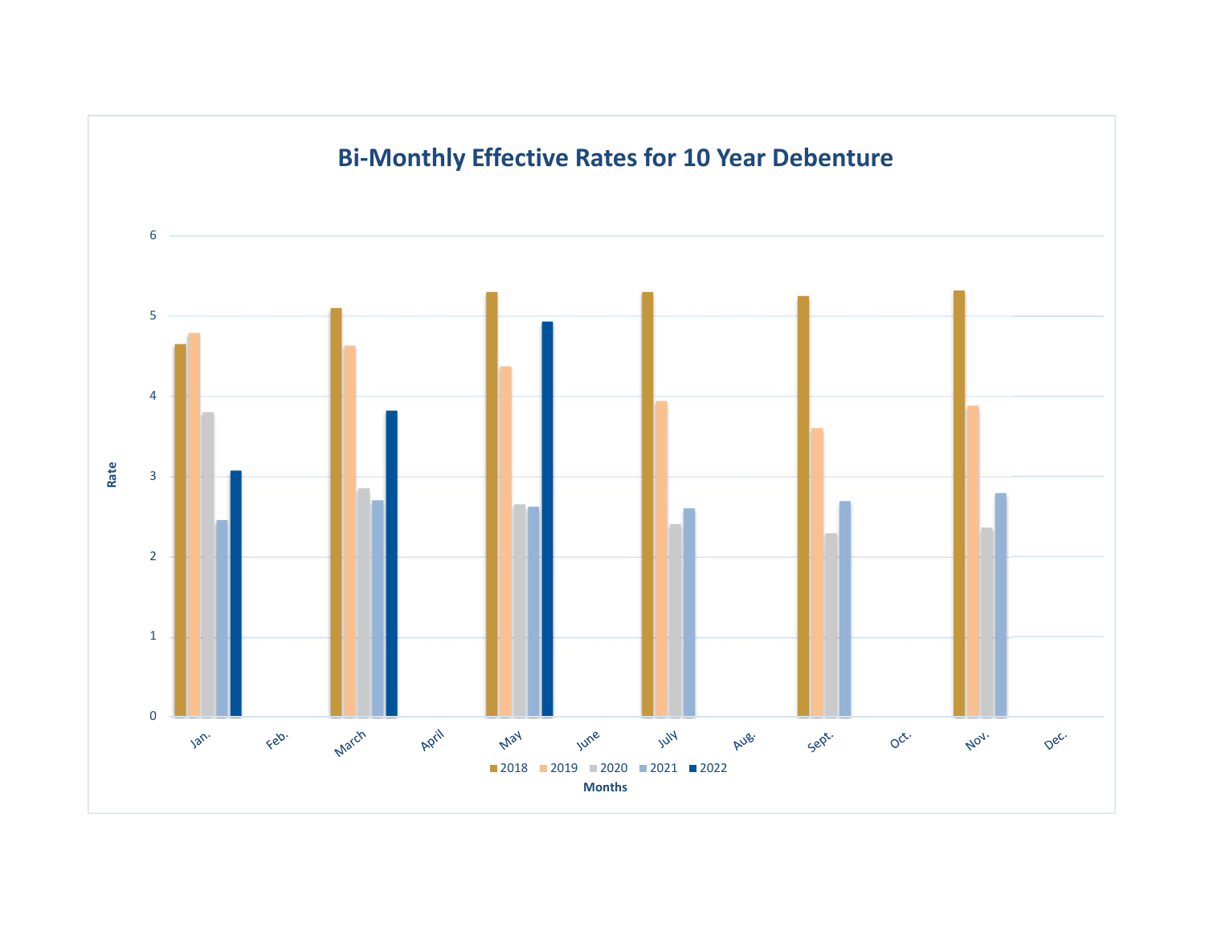# Bi-Monthly Effective Rates for 10 Year Debenture

Rate

6

5

4

3

2

1

0

Jan.
Feb.
March
April
May
June
July
Aug.
Sept.
Oct.
Nov.
Dec.

2018 2019 2020 2021 2022

Months